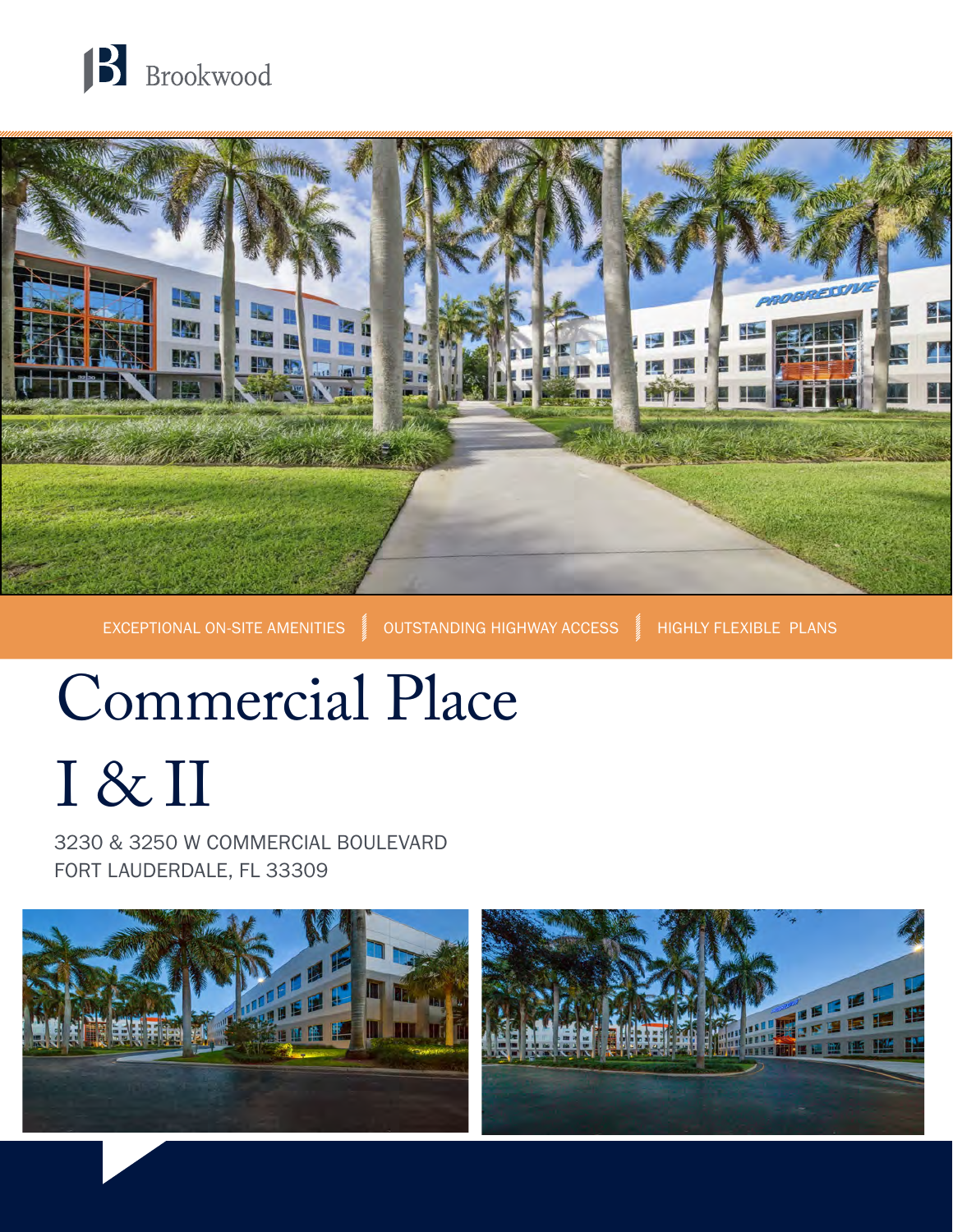Brookwood

EXCEPTIONAL ON-SITE AMENITIES | OUTSTANDING HIGHWAY ACCESS | HIGHLY FLEXIBLE PLANS

# Commercial Place I & II

3230 & 3250 W COMMERCIAL BOULEVARD
FORT LAUDERDALE, FL 33309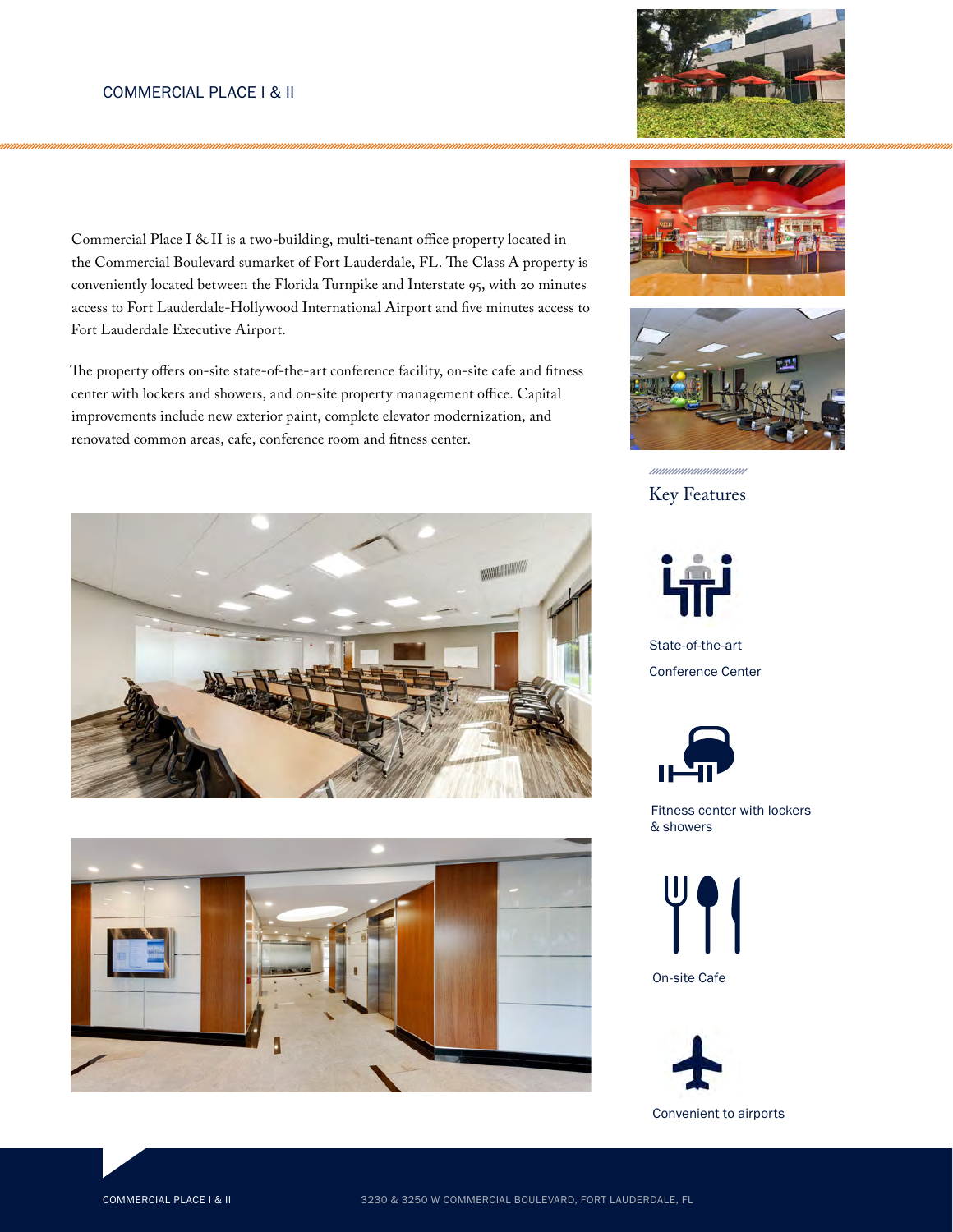Commercial Place I & II is a two-building, multi-tenant office property located in the Commercial Boulevard sumarket of Fort Lauderdale, FL. The Class A property is conveniently located between the Florida Turnpike and Interstate 95, with 20 minutes access to Fort Lauderdale-Hollywood International Airport and five minutes access to Fort Lauderdale Executive Airport.

The property offers on-site state-of-the-art conference facility, on-site cafe and fitness center with lockers and showers, and on-site property management office. Capital improvements include new exterior paint, complete elevator modernization, and renovated common areas, cafe, conference room and fitness center.

## Key Features

- State-of-the-art Conference Center
- Fitness center with lockers & showers
- On-site Cafe
- Convenient to airports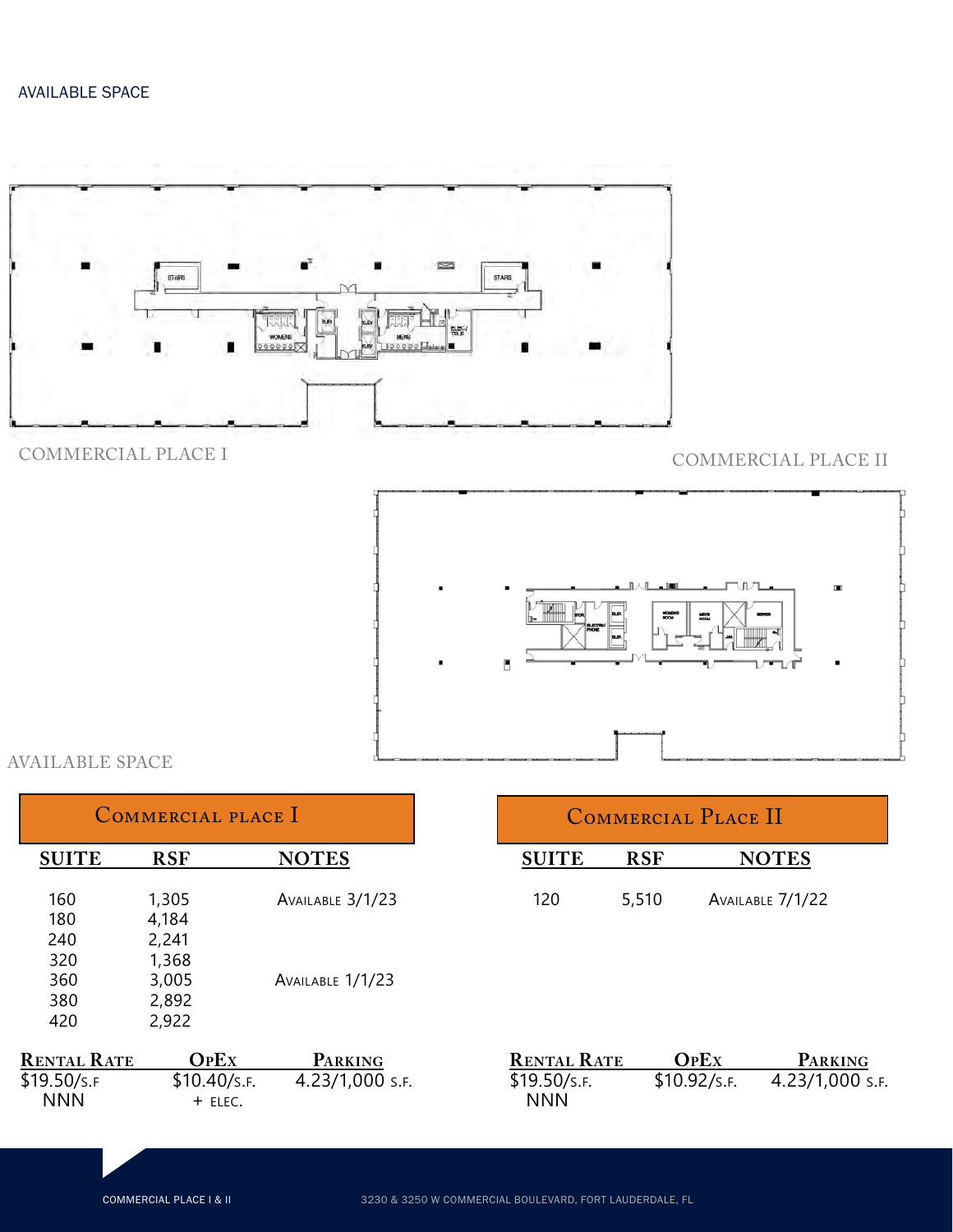AVAILABLE SPACE

COMMERCIAL PLACE I

COMMERCIAL PLACE II

AVAILABLE SPACE

## Commercial Place I

| SUITE | RSF | NOTES |
|---|---|---|
| 160 | 1,305 | Available 3/1/23 |
| 180 | 4,184 | |
| 240 | 2,241 | |
| 320 | 1,368 | |
| 360 | 3,005 | Available 1/1/23 |
| 380 | 2,892 | |
| 420 | 2,922 | |

| Rental Rate | OpEx | Parking |
|---|---|---|
| $19.50/s.f NNN | $10.40/s.f. + elec. | 4.23/1,000 s.f. |

## Commercial Place II

| SUITE | RSF | NOTES |
|---|---|---|
| 120 | 5,510 | Available 7/1/22 |

| Rental Rate | OpEx | Parking |
|---|---|---|
| $19.50/s.f. NNN | $10.92/s.f. | 4.23/1,000 s.f. |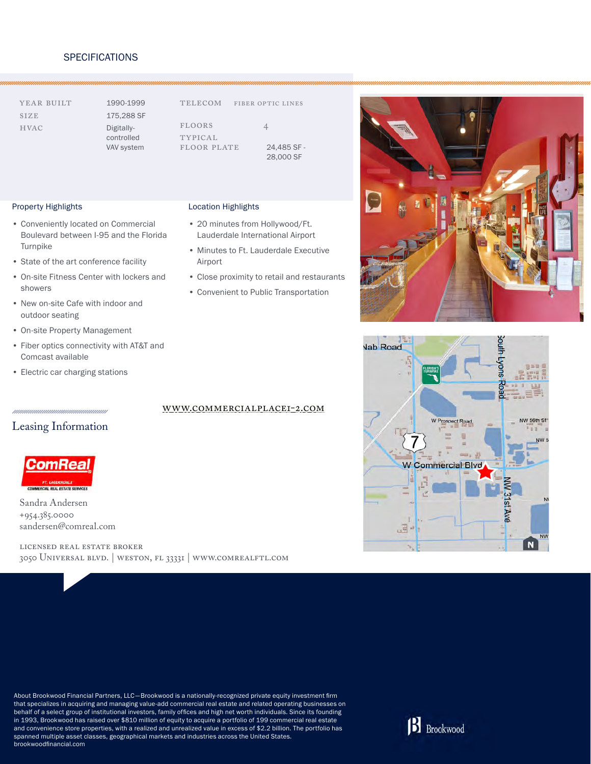## SPECIFICATIONS

| | | | |
|---|---|---|---|
| YEAR BUILT | 1990-1999 | TELECOM | FIBER OPTIC LINES |
| SIZE | 175,288 SF | FLOORS | 4 |
| HVAC | Digitally-controlled VAV system | TYPICAL FLOOR PLATE | 24,485 SF - 28,000 SF |

### Property Highlights

- Conveniently located on Commercial Boulevard between I-95 and the Florida Turnpike
- State of the art conference facility
- On-site Fitness Center with lockers and showers
- New on-site Cafe with indoor and outdoor seating
- On-site Property Management
- Fiber optics connectivity with AT&T and Comcast available
- Electric car charging stations

### Location Highlights

- 20 minutes from Hollywood/Ft. Lauderdale International Airport
- Minutes to Ft. Lauderdale Executive Airport
- Close proximity to retail and restaurants
- Convenient to Public Transportation

WWW.COMMERCIALPLACEI-2.COM

## Leasing Information

ComReal FT. LAUDERDALE COMMERCIAL REAL ESTATE SERVICES

Sandra Andersen
+954.385.0000
sandersen@comreal.com

LICENSED REAL ESTATE BROKER
3050 Universal Blvd. | Weston, FL 33331 | www.comrealftl.com

Nab Road
South Lyons Road
W Prospect Road
NW 56th St
NW 5
7
W Commercial Blvd
NW 31st Ave
NW
N

About Brookwood Financial Partners, LLC—Brookwood is a nationally-recognized private equity investment firm that specializes in acquiring and managing value-add commercial real estate and related operating businesses on behalf of a select group of institutional investors, family offices and high net worth individuals. Since its founding in 1993, Brookwood has raised over $810 million of equity to acquire a portfolio of 199 commercial real estate and convenience store properties, with a realized and unrealized value in excess of $2.2 billion. The portfolio has spanned multiple asset classes, geographical markets and industries across the United States.
brookwoodfinancial.com

Brookwood